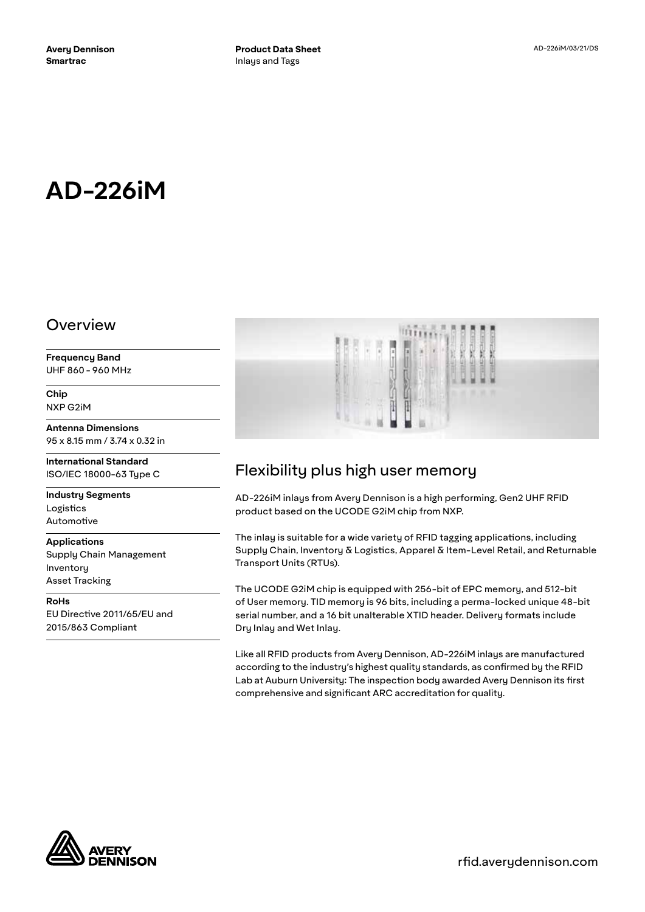**Avery Dennison Smartrac**

**Product Data Sheet**
Inlays and Tags

AD-226iM/03/21/DS

# AD-226iM

## Overview

**Frequency Band**
UHF 860 - 960 MHz

**Chip**
NXP G2iM

**Antenna Dimensions**
95 x 8.15 mm / 3.74 x 0.32 in

**International Standard**
ISO/IEC 18000-63 Type C

**Industry Segments**
Logistics
Automotive

**Applications**
Supply Chain Management
Inventory
Asset Tracking

**RoHs**
EU Directive 2011/65/EU and 2015/863 Compliant

## Flexibility plus high user memory

AD-226iM inlays from Avery Dennison is a high performing, Gen2 UHF RFID product based on the UCODE G2iM chip from NXP.

The inlay is suitable for a wide variety of RFID tagging applications, including Supply Chain, Inventory & Logistics, Apparel & Item-Level Retail, and Returnable Transport Units (RTUs).

The UCODE G2iM chip is equipped with 256-bit of EPC memory, and 512-bit of User memory. TID memory is 96 bits, including a perma-locked unique 48-bit serial number, and a 16 bit unalterable XTID header. Delivery formats include Dry Inlay and Wet Inlay.

Like all RFID products from Avery Dennison, AD-226iM inlays are manufactured according to the industry's highest quality standards, as confirmed by the RFID Lab at Auburn University: The inspection body awarded Avery Dennison its first comprehensive and significant ARC accreditation for quality.

rfid.averydennison.com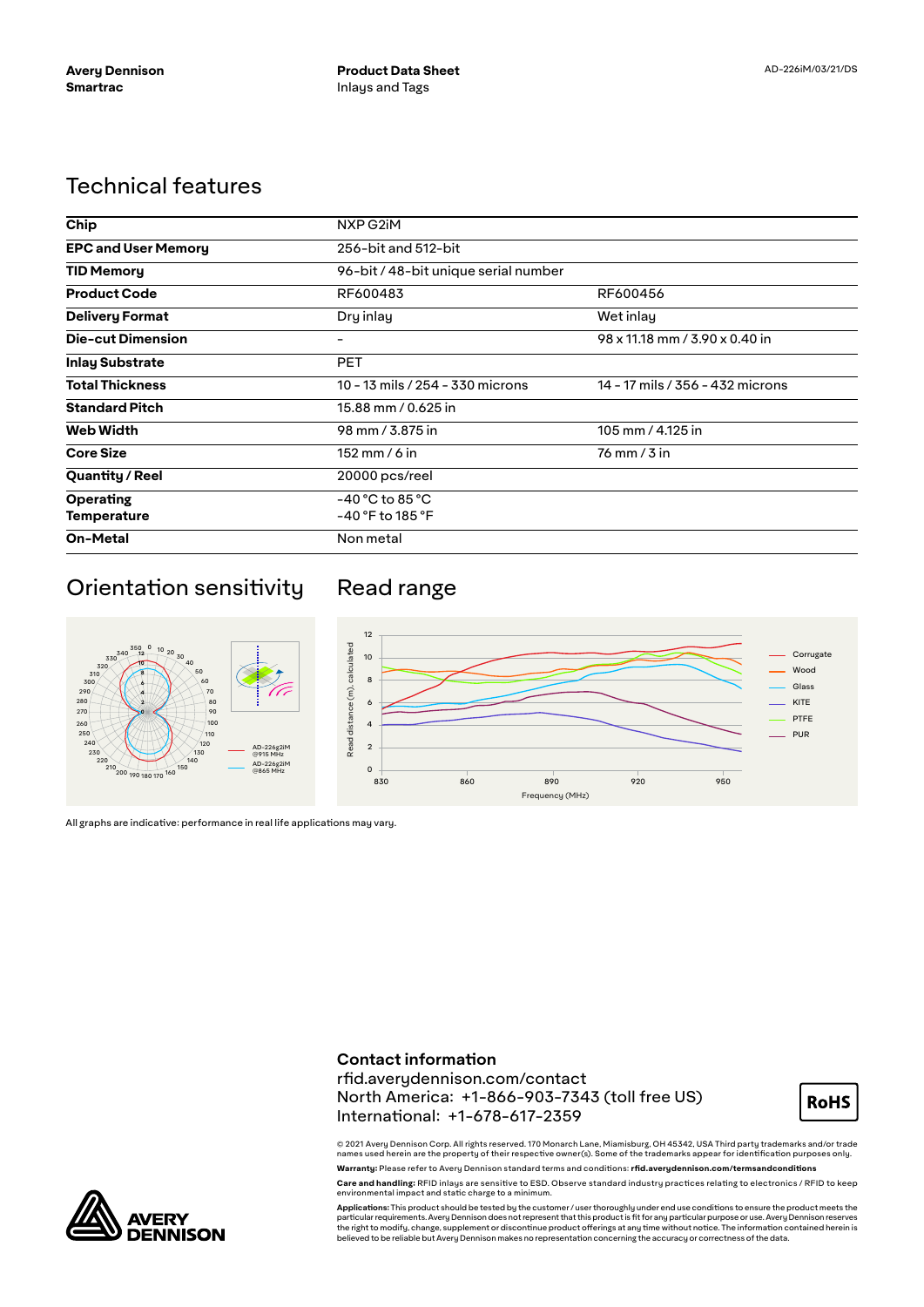## Technical features

| | | |
|---|---|---|
| **Chip** | NXP G2iM | |
| **EPC and User Memory** | 256-bit and 512-bit | |
| **TID Memory** | 96-bit / 48-bit unique serial number | |
| **Product Code** | RF600483 | RF600456 |
| **Delivery Format** | Dry inlay | Wet inlay |
| **Die-cut Dimension** | – | 98 x 11.18 mm / 3.90 x 0.40 in |
| **Inlay Substrate** | PET | |
| **Total Thickness** | 10 - 13 mils / 254 - 330 microns | 14 - 17 mils / 356 - 432 microns |
| **Standard Pitch** | 15.88 mm / 0.625 in | |
| **Web Width** | 98 mm / 3.875 in | 105 mm / 4.125 in |
| **Core Size** | 152 mm / 6 in | 76 mm / 3 in |
| **Quantity / Reel** | 20000 pcs/reel | |
| **Operating Temperature** | -40 °C to 85 °C<br>-40 °F to 185 °F | |
| **On-Metal** | Non metal | |

## Orientation sensitivity

AD-226g2iM @915 MHz
AD-226g2iM @865 MHz

## Read range

Read distance (m), calculated
Frequency (MHz)
830 860 890 920 950
0 2 4 6 8 10 12
Corrugate
Wood
Glass
KITE
PTFE
PUR

All graphs are indicative: performance in real life applications may vary.

### Contact information

rfid.averydennison.com/contact
North America: +1-866-903-7343 (toll free US)
International: +1-678-617-2359

RoHS

© 2021 Avery Dennison Corp. All rights reserved. 170 Monarch Lane, Miamisburg, OH 45342, USA Third party trademarks and/or trade names used herein are the property of their respective owner(s). Some of the trademarks appear for identification purposes only.

**Warranty:** Please refer to Avery Dennison standard terms and conditions: **rfid.averydennison.com/termsandconditions**

**Care and handling:** RFID inlays are sensitive to ESD. Observe standard industry practices relating to electronics / RFID to keep environmental impact and static charge to a minimum.

**Applications:** This product should be tested by the customer / user thoroughly under end use conditions to ensure the product meets the particular requirements. Avery Dennison does not represent that this product is fit for any particular purpose or use. Avery Dennison reserves the right to modify, change, supplement or discontinue product offerings at any time without notice. The information contained herein is believed to be reliable but Avery Dennison makes no representation concerning the accuracy or correctness of the data.

AVERY DENNISON